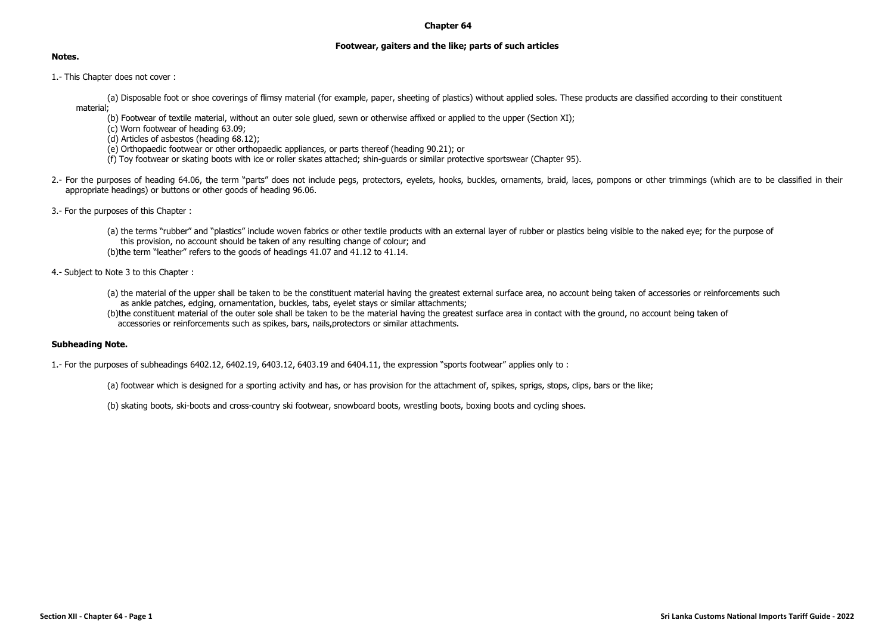# Chapter 64

## Footwear, gaiters and the like; parts of such articles

**Notes.**

1.- This Chapter does not cover :

(a) Disposable foot or shoe coverings of flimsy material (for example, paper, sheeting of plastics) without applied soles. These products are classified according to their constituent material;

(b) Footwear of textile material, without an outer sole glued, sewn or otherwise affixed or applied to the upper (Section XI);

(c) Worn footwear of heading 63.09;

(d) Articles of asbestos (heading 68.12);

(e) Orthopaedic footwear or other orthopaedic appliances, or parts thereof (heading 90.21); or

(f) Toy footwear or skating boots with ice or roller skates attached; shin-guards or similar protective sportswear (Chapter 95).

2.- For the purposes of heading 64.06, the term "parts" does not include pegs, protectors, eyelets, hooks, buckles, ornaments, braid, laces, pompons or other trimmings (which are to be classified in their appropriate headings) or buttons or other goods of heading 96.06.

3.- For the purposes of this Chapter :

(a) the terms "rubber" and "plastics" include woven fabrics or other textile products with an external layer of rubber or plastics being visible to the naked eye; for the purpose of this provision, no account should be taken of any resulting change of colour; and

(b)the term "leather" refers to the goods of headings 41.07 and 41.12 to 41.14.

4.- Subject to Note 3 to this Chapter :

(a) the material of the upper shall be taken to be the constituent material having the greatest external surface area, no account being taken of accessories or reinforcements such as ankle patches, edging, ornamentation, buckles, tabs, eyelet stays or similar attachments;

(b)the constituent material of the outer sole shall be taken to be the material having the greatest surface area in contact with the ground, no account being taken of accessories or reinforcements such as spikes, bars, nails,protectors or similar attachments.

**Subheading Note.**

1.- For the purposes of subheadings 6402.12, 6402.19, 6403.12, 6403.19 and 6404.11, the expression "sports footwear" applies only to :

(a) footwear which is designed for a sporting activity and has, or has provision for the attachment of, spikes, sprigs, stops, clips, bars or the like;

(b) skating boots, ski-boots and cross-country ski footwear, snowboard boots, wrestling boots, boxing boots and cycling shoes.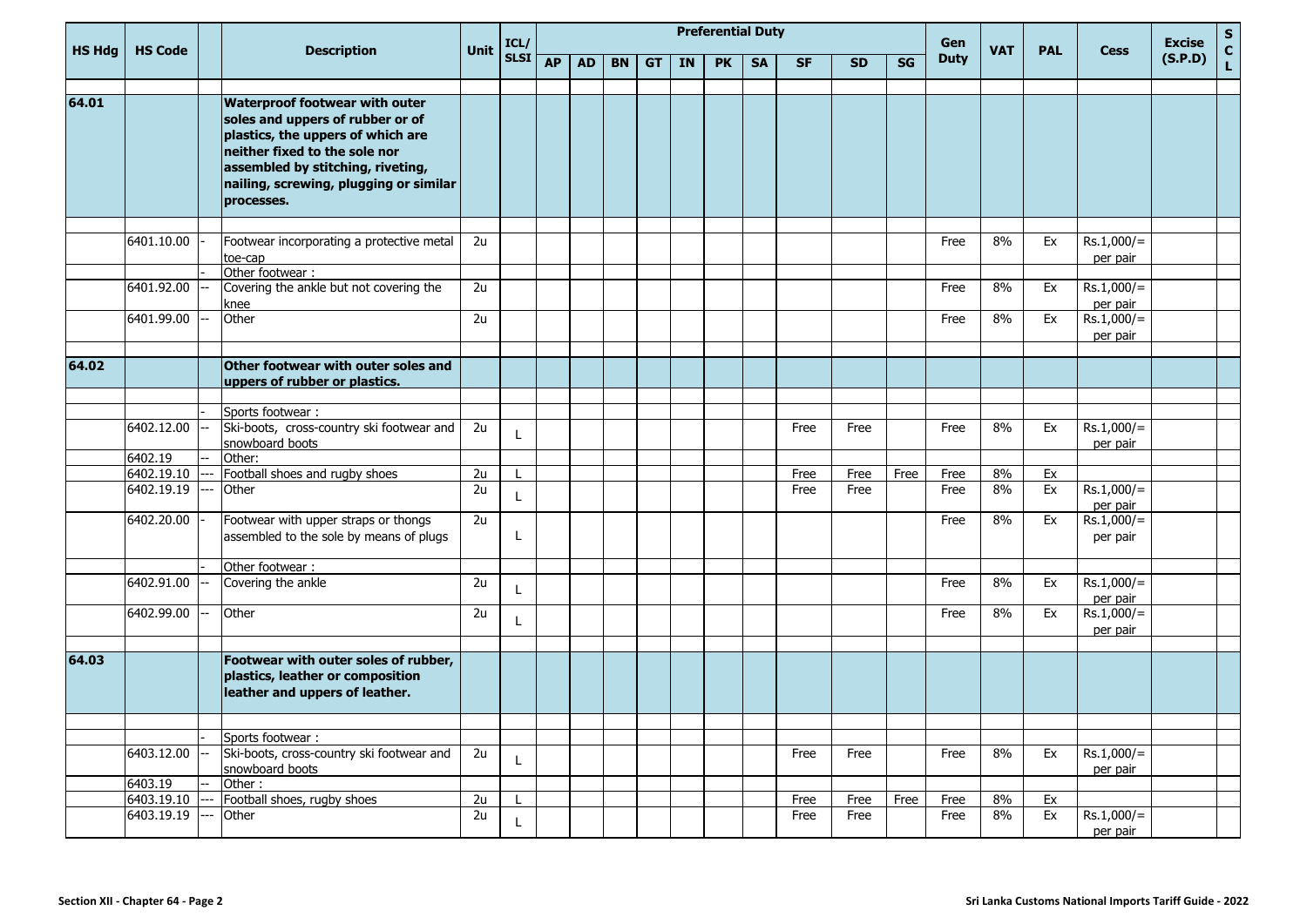| HS Hdg | HS Code | | Description | Unit | ICL/ SLSI | Preferential Duty | | | | | | | | | | Gen Duty | VAT | PAL | Cess | Excise (S.P.D) | S C L |
|---|---|---|---|---|---|---|---|---|---|---|---|---|---|---|---|---|---|---|---|---|---|
| | | | | | | AP | AD | BN | GT | IN | PK | SA | SF | SD | SG | | | | | | |
| 64.01 | | | **Waterproof footwear with outer soles and uppers of rubber or of plastics, the uppers of which are neither fixed to the sole nor assembled by stitching, riveting, nailing, screwing, plugging or similar processes.** | | | | | | | | | | | | | | | | | | |
| | 6401.10.00 | - | Footwear incorporating a protective metal toe-cap | 2u | | | | | | | | | | | | Free | 8% | Ex | Rs.1,000/= per pair | | |
| | | - | Other footwear : | | | | | | | | | | | | | | | | | | |
| | 6401.92.00 | -- | Covering the ankle but not covering the knee | 2u | | | | | | | | | | | | Free | 8% | Ex | Rs.1,000/= per pair | | |
| | 6401.99.00 | -- | Other | 2u | | | | | | | | | | | | Free | 8% | Ex | Rs.1,000/= per pair | | |
| 64.02 | | | **Other footwear with outer soles and uppers of rubber or plastics.** | | | | | | | | | | | | | | | | | | |
| | | - | Sports footwear : | | | | | | | | | | | | | | | | | | |
| | 6402.12.00 | -- | Ski-boots, cross-country ski footwear and snowboard boots | 2u | L | | | | | | | | Free | Free | | Free | 8% | Ex | Rs.1,000/= per pair | | |
| | 6402.19 | -- | Other: | | | | | | | | | | | | | | | | | | |
| | 6402.19.10 | --- | Football shoes and rugby shoes | 2u | L | | | | | | | | Free | Free | Free | Free | 8% | Ex | | | |
| | 6402.19.19 | --- | Other | 2u | L | | | | | | | | Free | Free | | Free | 8% | Ex | Rs.1,000/= per pair | | |
| | 6402.20.00 | - | Footwear with upper straps or thongs assembled to the sole by means of plugs | 2u | L | | | | | | | | | | | Free | 8% | Ex | Rs.1,000/= per pair | | |
| | | - | Other footwear : | | | | | | | | | | | | | | | | | | |
| | 6402.91.00 | -- | Covering the ankle | 2u | L | | | | | | | | | | | Free | 8% | Ex | Rs.1,000/= per pair | | |
| | 6402.99.00 | -- | Other | 2u | L | | | | | | | | | | | Free | 8% | Ex | Rs.1,000/= per pair | | |
| 64.03 | | | **Footwear with outer soles of rubber, plastics, leather or composition leather and uppers of leather.** | | | | | | | | | | | | | | | | | | |
| | | - | Sports footwear : | | | | | | | | | | | | | | | | | | |
| | 6403.12.00 | -- | Ski-boots, cross-country ski footwear and snowboard boots | 2u | L | | | | | | | | Free | Free | | Free | 8% | Ex | Rs.1,000/= per pair | | |
| | 6403.19 | -- | Other : | | | | | | | | | | | | | | | | | | |
| | 6403.19.10 | --- | Football shoes, rugby shoes | 2u | L | | | | | | | | Free | Free | Free | Free | 8% | Ex | | | |
| | 6403.19.19 | --- | Other | 2u | L | | | | | | | | Free | Free | | Free | 8% | Ex | Rs.1,000/= per pair | | |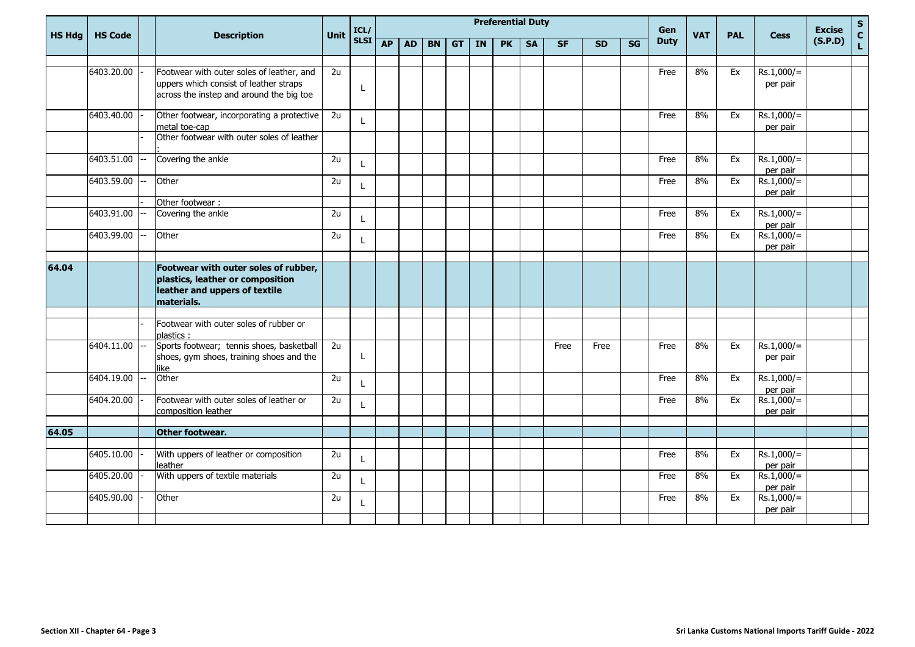| HS Hdg | HS Code | | Description | Unit | ICL/ SLSI | Preferential Duty | | | | | | | | | | Gen Duty | VAT | PAL | Cess | Excise (S.P.D) | SCL |
|---|---|---|---|---|---|---|---|---|---|---|---|---|---|---|---|---|---|---|---|---|---|
| | | | | | | AP | AD | BN | GT | IN | PK | SA | SF | SD | SG | | | | | | |
| | 6403.20.00 | - | Footwear with outer soles of leather, and uppers which consist of leather straps across the instep and around the big toe | 2u | L | | | | | | | | | | | Free | 8% | Ex | Rs.1,000/= per pair | | |
| | 6403.40.00 | - | Other footwear, incorporating a protective metal toe-cap | 2u | L | | | | | | | | | | | Free | 8% | Ex | Rs.1,000/= per pair | | |
| | | - | Other footwear with outer soles of leather : | | | | | | | | | | | | | | | | | | |
| | 6403.51.00 | -- | Covering the ankle | 2u | L | | | | | | | | | | | Free | 8% | Ex | Rs.1,000/= per pair | | |
| | 6403.59.00 | -- | Other | 2u | L | | | | | | | | | | | Free | 8% | Ex | Rs.1,000/= per pair | | |
| | | - | Other footwear : | | | | | | | | | | | | | | | | | | |
| | 6403.91.00 | -- | Covering the ankle | 2u | L | | | | | | | | | | | Free | 8% | Ex | Rs.1,000/= per pair | | |
| | 6403.99.00 | -- | Other | 2u | L | | | | | | | | | | | Free | 8% | Ex | Rs.1,000/= per pair | | |
| **64.04** | | | **Footwear with outer soles of rubber, plastics, leather or composition leather and uppers of textile materials.** | | | | | | | | | | | | | | | | | | |
| | | - | Footwear with outer soles of rubber or plastics : | | | | | | | | | | | | | | | | | | |
| | 6404.11.00 | -- | Sports footwear; tennis shoes, basketball shoes, gym shoes, training shoes and the like | 2u | L | | | | | | | | Free | Free | | Free | 8% | Ex | Rs.1,000/= per pair | | |
| | 6404.19.00 | -- | Other | 2u | L | | | | | | | | | | | Free | 8% | Ex | Rs.1,000/= per pair | | |
| | 6404.20.00 | - | Footwear with outer soles of leather or composition leather | 2u | L | | | | | | | | | | | Free | 8% | Ex | Rs.1,000/= per pair | | |
| **64.05** | | | **Other footwear.** | | | | | | | | | | | | | | | | | | |
| | 6405.10.00 | - | With uppers of leather or composition leather | 2u | L | | | | | | | | | | | Free | 8% | Ex | Rs.1,000/= per pair | | |
| | 6405.20.00 | - | With uppers of textile materials | 2u | L | | | | | | | | | | | Free | 8% | Ex | Rs.1,000/= per pair | | |
| | 6405.90.00 | - | Other | 2u | L | | | | | | | | | | | Free | 8% | Ex | Rs.1,000/= per pair | | |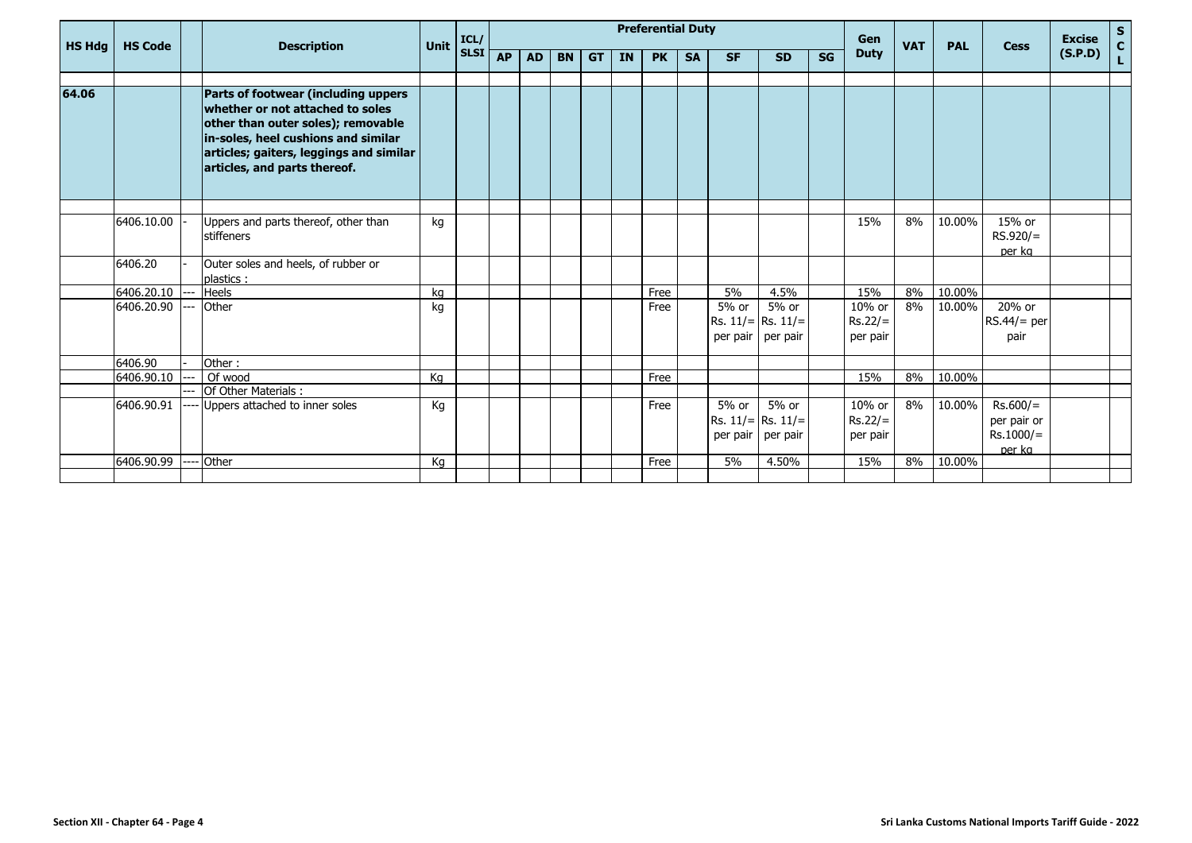| HS Hdg | HS Code | | Description | Unit | ICL/ SLSI | Preferential Duty | | | | | | | | | | Gen Duty | VAT | PAL | Cess | Excise (S.P.D) | SCL |
|---|---|---|---|---|---|---|---|---|---|---|---|---|---|---|---|---|---|---|---|---|---|
| | | | | | | AP | AD | BN | GT | IN | PK | SA | SF | SD | SG | | | | | | |
| 64.06 | | | **Parts of footwear (including uppers whether or not attached to soles other than outer soles); removable in-soles, heel cushions and similar articles; gaiters, leggings and similar articles, and parts thereof.** | | | | | | | | | | | | | | | | | | |
| | 6406.10.00 | - | Uppers and parts thereof, other than stiffeners | kg | | | | | | | | | | | | 15% | 8% | 10.00% | 15% or RS.920/= per kg | | |
| | 6406.20 | - | Outer soles and heels, of rubber or plastics : | | | | | | | | | | | | | | | | | | |
| | 6406.20.10 | --- | Heels | kg | | | | | | | Free | | 5% | 4.5% | | 15% | 8% | 10.00% | | | |
| | 6406.20.90 | --- | Other | kg | | | | | | | Free | | 5% or Rs. 11/= per pair | 5% or Rs. 11/= per pair | | 10% or Rs.22/= per pair | 8% | 10.00% | 20% or RS.44/= per pair | | |
| | 6406.90 | - | Other : | | | | | | | | | | | | | | | | | | |
| | 6406.90.10 | --- | Of wood | Kg | | | | | | | Free | | | | | 15% | 8% | 10.00% | | | |
| | | --- | Of Other Materials : | | | | | | | | | | | | | | | | | | |
| | 6406.90.91 | ---- | Uppers attached to inner soles | Kg | | | | | | | Free | | 5% or Rs. 11/= per pair | 5% or Rs. 11/= per pair | | 10% or Rs.22/= per pair | 8% | 10.00% | Rs.600/= per pair or Rs.1000/= per kg | | |
| | 6406.90.99 | ---- | Other | Kg | | | | | | | Free | | 5% | 4.50% | | 15% | 8% | 10.00% | | | |